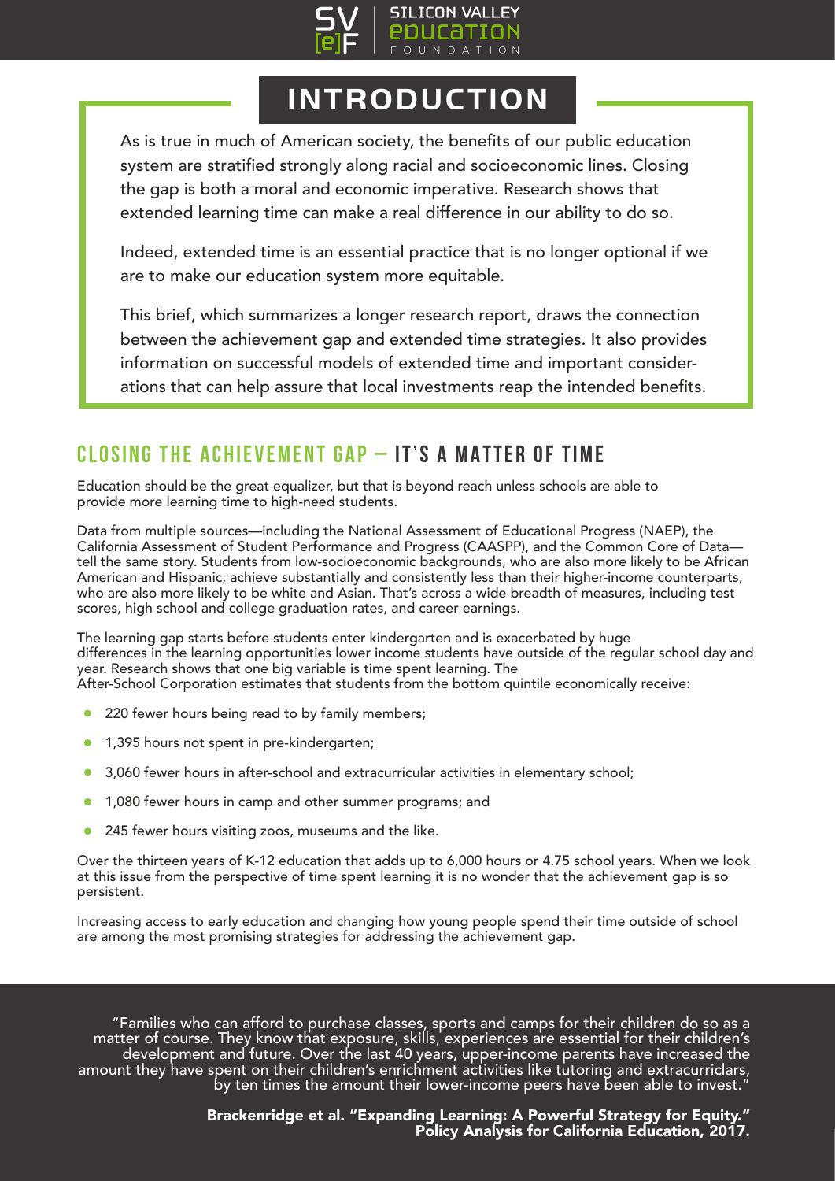# INTRODUCTION

As is true in much of American society, the benefits of our public education system are stratified strongly along racial and socioeconomic lines. Closing the gap is both a moral and economic imperative. Research shows that extended learning time can make a real difference in our ability to do so.

Indeed, extended time is an essential practice that is no longer optional if we are to make our education system more equitable.

This brief, which summarizes a longer research report, draws the connection between the achievement gap and extended time strategies. It also provides information on successful models of extended time and important considerations that can help assure that local investments reap the intended benefits.

## CLOSING THE ACHIEVEMENT GAP – IT'S A MATTER OF TIME

Education should be the great equalizer, but that is beyond reach unless schools are able to provide more learning time to high-need students.

Data from multiple sources—including the National Assessment of Educational Progress (NAEP), the California Assessment of Student Performance and Progress (CAASPP), and the Common Core of Data—tell the same story. Students from low-socioeconomic backgrounds, who are also more likely to be African American and Hispanic, achieve substantially and consistently less than their higher-income counterparts, who are also more likely to be white and Asian. That's across a wide breadth of measures, including test scores, high school and college graduation rates, and career earnings.

The learning gap starts before students enter kindergarten and is exacerbated by huge differences in the learning opportunities lower income students have outside of the regular school day and year. Research shows that one big variable is time spent learning. The After-School Corporation estimates that students from the bottom quintile economically receive:

- 220 fewer hours being read to by family members;
- 1,395 hours not spent in pre-kindergarten;
- 3,060 fewer hours in after-school and extracurricular activities in elementary school;
- 1,080 fewer hours in camp and other summer programs; and
- 245 fewer hours visiting zoos, museums and the like.

Over the thirteen years of K-12 education that adds up to 6,000 hours or 4.75 school years. When we look at this issue from the perspective of time spent learning it is no wonder that the achievement gap is so persistent.

Increasing access to early education and changing how young people spend their time outside of school are among the most promising strategies for addressing the achievement gap.

> "Families who can afford to purchase classes, sports and camps for their children do so as a matter of course. They know that exposure, skills, experiences are essential for their children's development and future. Over the last 40 years, upper-income parents have increased the amount they have spent on their children's enrichment activities like tutoring and extracurriclars, by ten times the amount their lower-income peers have been able to invest."
>
> **Brackenridge et al. "Expanding Learning: A Powerful Strategy for Equity." Policy Analysis for California Education, 2017.**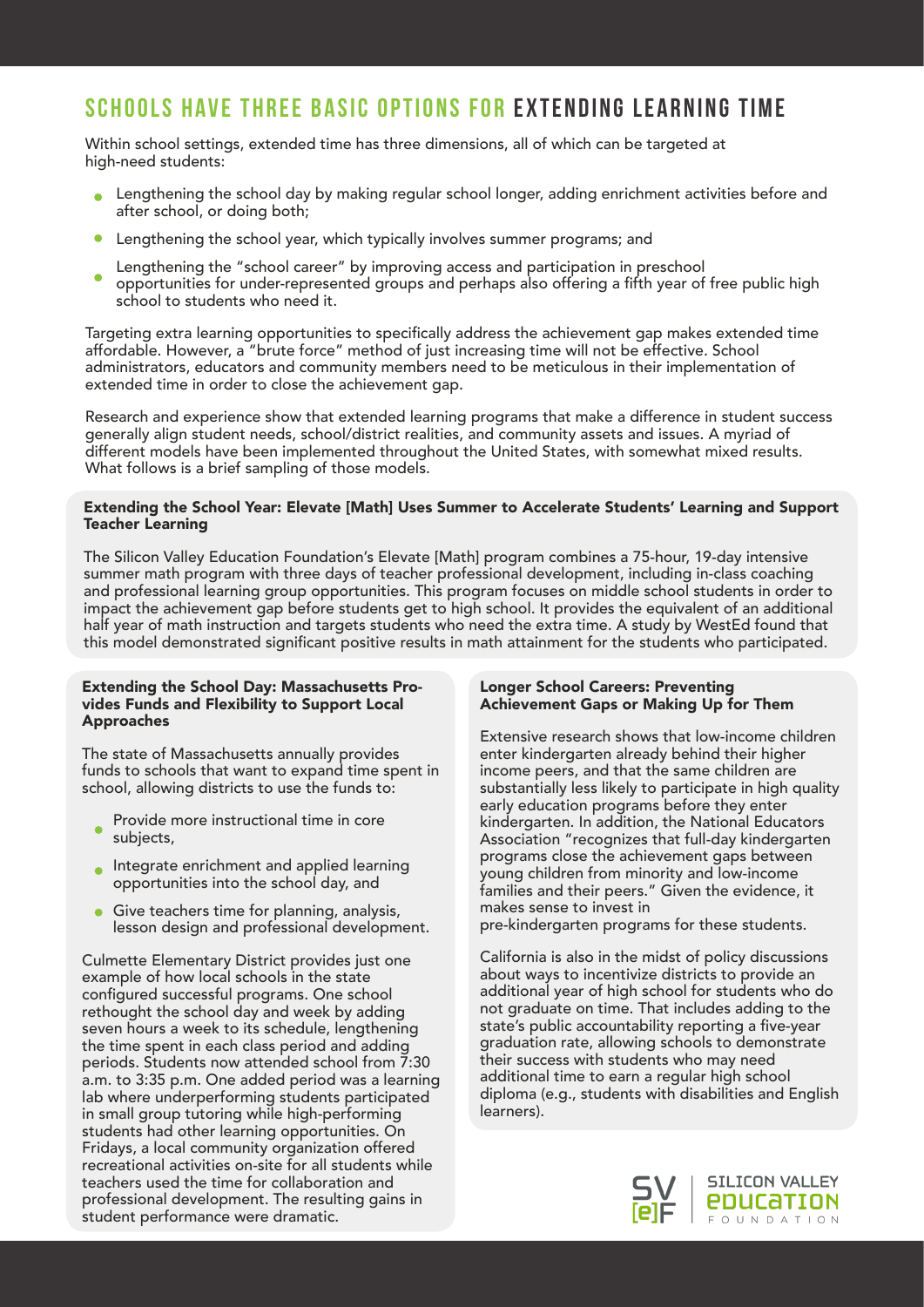## SCHOOLS HAVE THREE BASIC OPTIONS FOR EXTENDING LEARNING TIME

Within school settings, extended time has three dimensions, all of which can be targeted at high-need students:

- Lengthening the school day by making regular school longer, adding enrichment activities before and after school, or doing both;
- Lengthening the school year, which typically involves summer programs; and
- Lengthening the "school career" by improving access and participation in preschool opportunities for under-represented groups and perhaps also offering a fifth year of free public high school to students who need it.

Targeting extra learning opportunities to specifically address the achievement gap makes extended time affordable. However, a "brute force" method of just increasing time will not be effective. School administrators, educators and community members need to be meticulous in their implementation of extended time in order to close the achievement gap.

Research and experience show that extended learning programs that make a difference in student success generally align student needs, school/district realities, and community assets and issues. A myriad of different models have been implemented throughout the United States, with somewhat mixed results. What follows is a brief sampling of those models.

### Extending the School Year: Elevate [Math] Uses Summer to Accelerate Students' Learning and Support Teacher Learning

The Silicon Valley Education Foundation's Elevate [Math] program combines a 75-hour, 19-day intensive summer math program with three days of teacher professional development, including in-class coaching and professional learning group opportunities. This program focuses on middle school students in order to impact the achievement gap before students get to high school. It provides the equivalent of an additional half year of math instruction and targets students who need the extra time. A study by WestEd found that this model demonstrated significant positive results in math attainment for the students who participated.

### Extending the School Day: Massachusetts Provides Funds and Flexibility to Support Local Approaches

The state of Massachusetts annually provides funds to schools that want to expand time spent in school, allowing districts to use the funds to:

- Provide more instructional time in core subjects,
- Integrate enrichment and applied learning opportunities into the school day, and
- Give teachers time for planning, analysis, lesson design and professional development.

Culmette Elementary District provides just one example of how local schools in the state configured successful programs. One school rethought the school day and week by adding seven hours a week to its schedule, lengthening the time spent in each class period and adding periods. Students now attended school from 7:30 a.m. to 3:35 p.m. One added period was a learning lab where underperforming students participated in small group tutoring while high-performing students had other learning opportunities. On Fridays, a local community organization offered recreational activities on-site for all students while teachers used the time for collaboration and professional development. The resulting gains in student performance were dramatic.

### Longer School Careers: Preventing Achievement Gaps or Making Up for Them

Extensive research shows that low-income children enter kindergarten already behind their higher income peers, and that the same children are substantially less likely to participate in high quality early education programs before they enter kindergarten. In addition, the National Educators Association "recognizes that full-day kindergarten programs close the achievement gaps between young children from minority and low-income families and their peers." Given the evidence, it makes sense to invest in pre-kindergarten programs for these students.

California is also in the midst of policy discussions about ways to incentivize districts to provide an additional year of high school for students who do not graduate on time. That includes adding to the state's public accountability reporting a five-year graduation rate, allowing schools to demonstrate their success with students who may need additional time to earn a regular high school diploma (e.g., students with disabilities and English learners).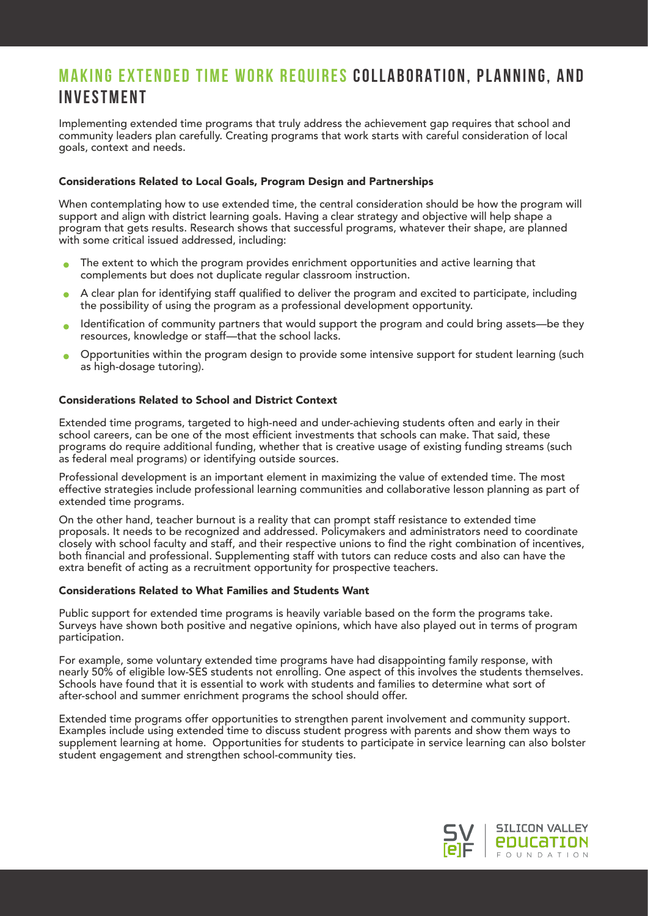# MAKING EXTENDED TIME WORK REQUIRES COLLABORATION, PLANNING, AND INVESTMENT

Implementing extended time programs that truly address the achievement gap requires that school and community leaders plan carefully. Creating programs that work starts with careful consideration of local goals, context and needs.

### Considerations Related to Local Goals, Program Design and Partnerships

When contemplating how to use extended time, the central consideration should be how the program will support and align with district learning goals. Having a clear strategy and objective will help shape a program that gets results. Research shows that successful programs, whatever their shape, are planned with some critical issued addressed, including:

- The extent to which the program provides enrichment opportunities and active learning that complements but does not duplicate regular classroom instruction.
- A clear plan for identifying staff qualified to deliver the program and excited to participate, including the possibility of using the program as a professional development opportunity.
- Identification of community partners that would support the program and could bring assets—be they resources, knowledge or staff—that the school lacks.
- Opportunities within the program design to provide some intensive support for student learning (such as high-dosage tutoring).

### Considerations Related to School and District Context

Extended time programs, targeted to high-need and under-achieving students often and early in their school careers, can be one of the most efficient investments that schools can make. That said, these programs do require additional funding, whether that is creative usage of existing funding streams (such as federal meal programs) or identifying outside sources.

Professional development is an important element in maximizing the value of extended time. The most effective strategies include professional learning communities and collaborative lesson planning as part of extended time programs.

On the other hand, teacher burnout is a reality that can prompt staff resistance to extended time proposals. It needs to be recognized and addressed. Policymakers and administrators need to coordinate closely with school faculty and staff, and their respective unions to find the right combination of incentives, both financial and professional. Supplementing staff with tutors can reduce costs and also can have the extra benefit of acting as a recruitment opportunity for prospective teachers.

### Considerations Related to What Families and Students Want

Public support for extended time programs is heavily variable based on the form the programs take. Surveys have shown both positive and negative opinions, which have also played out in terms of program participation.

For example, some voluntary extended time programs have had disappointing family response, with nearly 50% of eligible low-SES students not enrolling. One aspect of this involves the students themselves. Schools have found that it is essential to work with students and families to determine what sort of after-school and summer enrichment programs the school should offer.

Extended time programs offer opportunities to strengthen parent involvement and community support. Examples include using extended time to discuss student progress with parents and show them ways to supplement learning at home. Opportunities for students to participate in service learning can also bolster student engagement and strengthen school-community ties.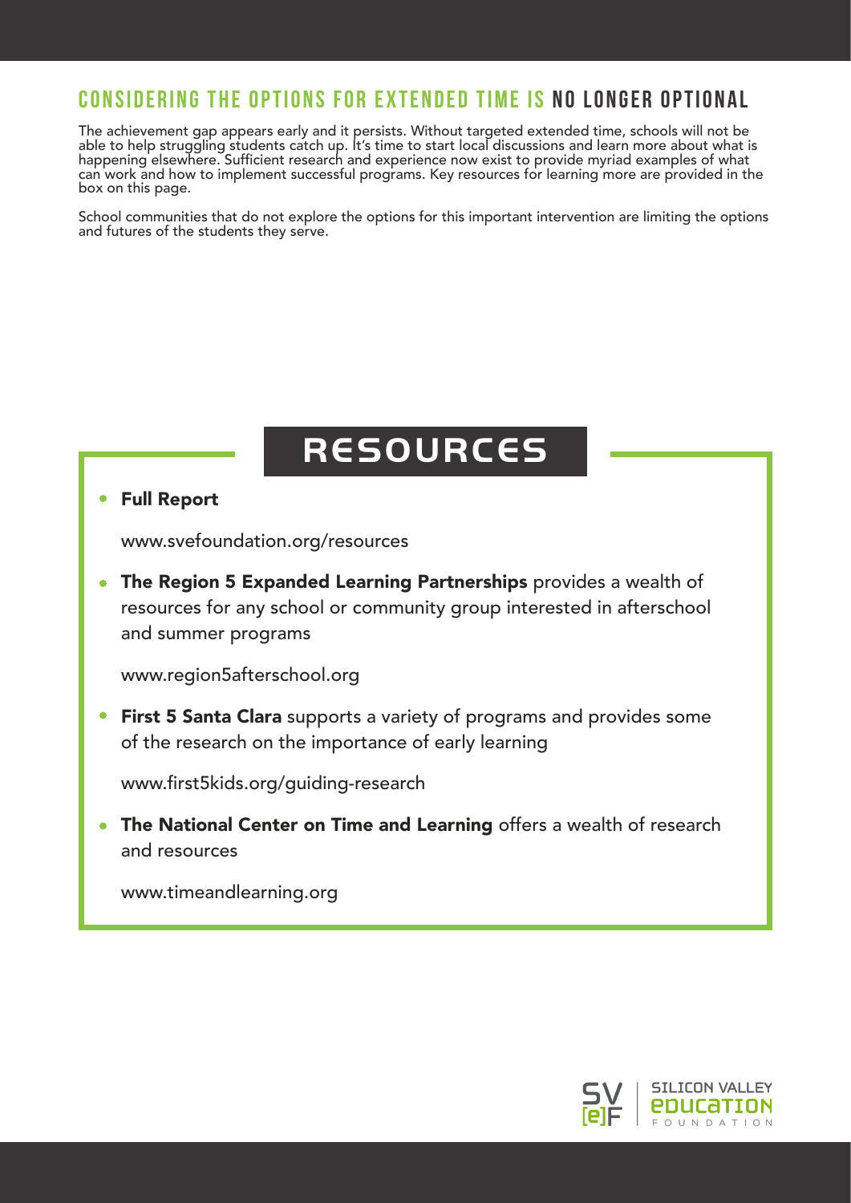## CONSIDERING THE OPTIONS FOR EXTENDED TIME IS NO LONGER OPTIONAL

The achievement gap appears early and it persists. Without targeted extended time, schools will not be able to help struggling students catch up. It's time to start local discussions and learn more about what is happening elsewhere. Sufficient research and experience now exist to provide myriad examples of what can work and how to implement successful programs. Key resources for learning more are provided in the box on this page.

School communities that do not explore the options for this important intervention are limiting the options and futures of the students they serve.

## RESOURCES

- **Full Report**

  www.svefoundation.org/resources

- **The Region 5 Expanded Learning Partnerships** provides a wealth of resources for any school or community group interested in afterschool and summer programs

  www.region5afterschool.org

- **First 5 Santa Clara** supports a variety of programs and provides some of the research on the importance of early learning

  www.first5kids.org/guiding-research

- **The National Center on Time and Learning** offers a wealth of research and resources

  www.timeandlearning.org

SV[e]F | SILICON VALLEY EDUCATION FOUNDATION